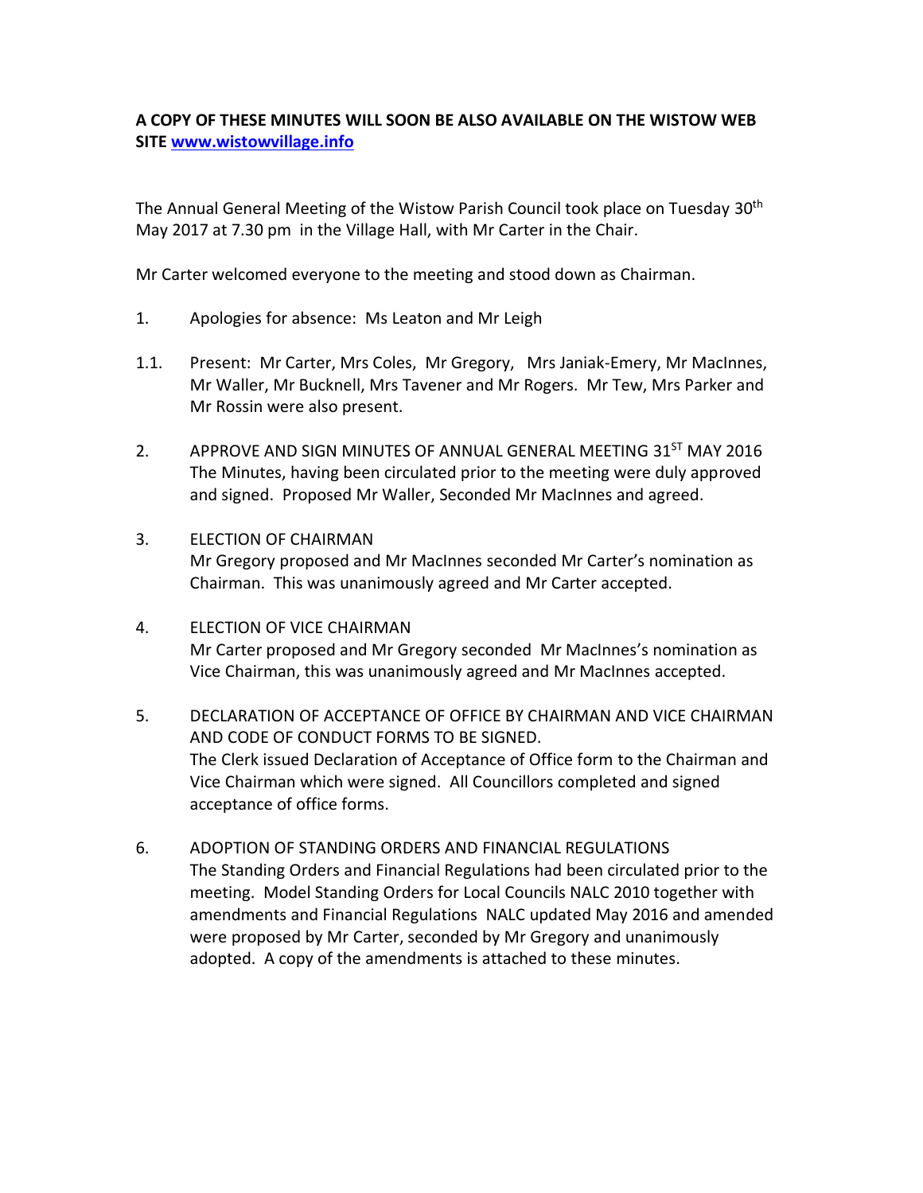**A COPY OF THESE MINUTES WILL SOON BE ALSO AVAILABLE ON THE WISTOW WEB SITE [www.wistowvillage.info](http://www.wistowvillage.info)**

The Annual General Meeting of the Wistow Parish Council took place on Tuesday 30th May 2017 at 7.30 pm in the Village Hall, with Mr Carter in the Chair.

Mr Carter welcomed everyone to the meeting and stood down as Chairman.

1. Apologies for absence: Ms Leaton and Mr Leigh

1.1. Present: Mr Carter, Mrs Coles, Mr Gregory, Mrs Janiak-Emery, Mr MacInnes, Mr Waller, Mr Bucknell, Mrs Tavener and Mr Rogers. Mr Tew, Mrs Parker and Mr Rossin were also present.

2. APPROVE AND SIGN MINUTES OF ANNUAL GENERAL MEETING 31ST MAY 2016
The Minutes, having been circulated prior to the meeting were duly approved and signed. Proposed Mr Waller, Seconded Mr MacInnes and agreed.

3. ELECTION OF CHAIRMAN
Mr Gregory proposed and Mr MacInnes seconded Mr Carter's nomination as Chairman. This was unanimously agreed and Mr Carter accepted.

4. ELECTION OF VICE CHAIRMAN
Mr Carter proposed and Mr Gregory seconded Mr MacInnes's nomination as Vice Chairman, this was unanimously agreed and Mr MacInnes accepted.

5. DECLARATION OF ACCEPTANCE OF OFFICE BY CHAIRMAN AND VICE CHAIRMAN AND CODE OF CONDUCT FORMS TO BE SIGNED.
The Clerk issued Declaration of Acceptance of Office form to the Chairman and Vice Chairman which were signed. All Councillors completed and signed acceptance of office forms.

6. ADOPTION OF STANDING ORDERS AND FINANCIAL REGULATIONS
The Standing Orders and Financial Regulations had been circulated prior to the meeting. Model Standing Orders for Local Councils NALC 2010 together with amendments and Financial Regulations NALC updated May 2016 and amended were proposed by Mr Carter, seconded by Mr Gregory and unanimously adopted. A copy of the amendments is attached to these minutes.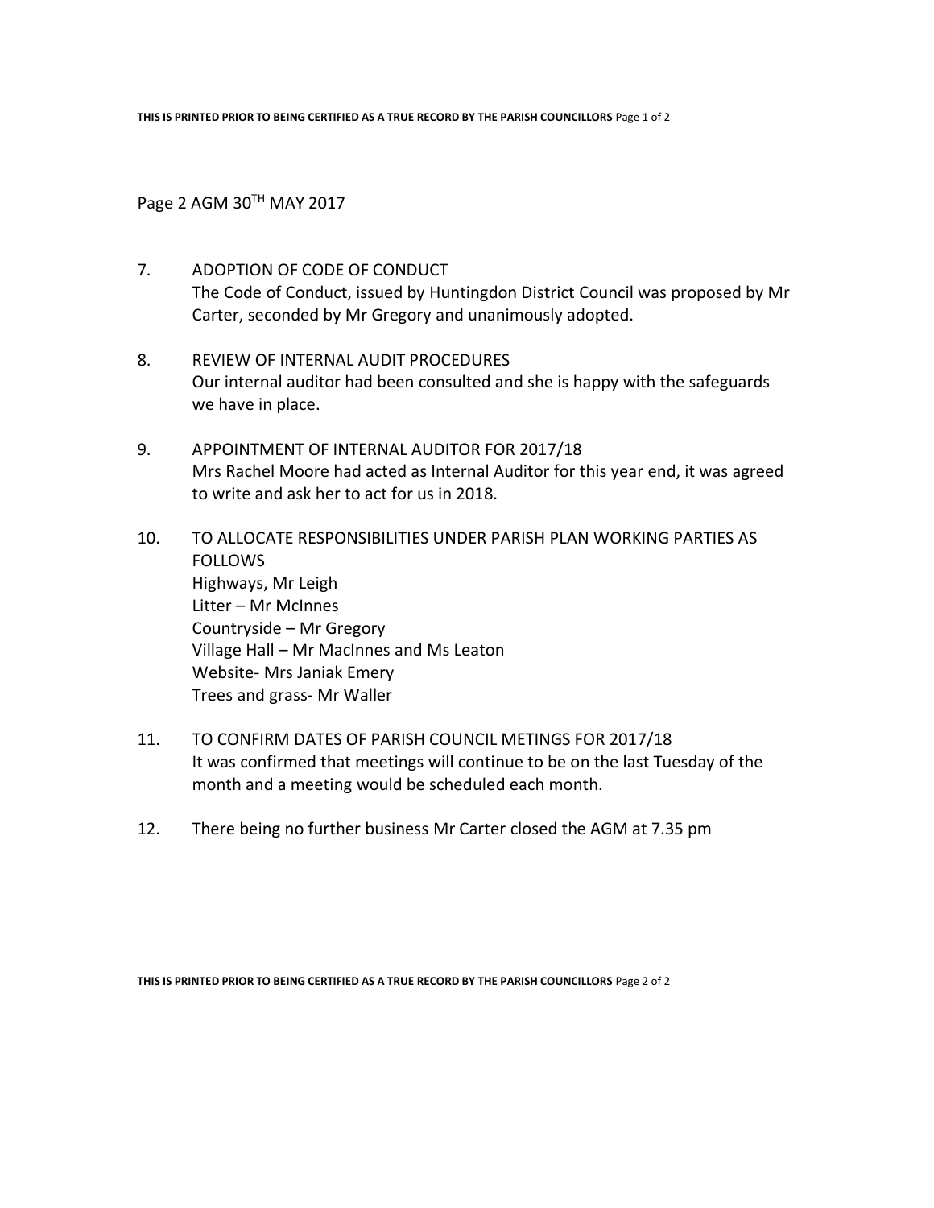Page 2 AGM 30TH MAY 2017

7. ADOPTION OF CODE OF CONDUCT
   The Code of Conduct, issued by Huntingdon District Council was proposed by Mr Carter, seconded by Mr Gregory and unanimously adopted.

8. REVIEW OF INTERNAL AUDIT PROCEDURES
   Our internal auditor had been consulted and she is happy with the safeguards we have in place.

9. APPOINTMENT OF INTERNAL AUDITOR FOR 2017/18
   Mrs Rachel Moore had acted as Internal Auditor for this year end, it was agreed to write and ask her to act for us in 2018.

10. TO ALLOCATE RESPONSIBILITIES UNDER PARISH PLAN WORKING PARTIES AS FOLLOWS
    Highways, Mr Leigh
    Litter – Mr McInnes
    Countryside – Mr Gregory
    Village Hall – Mr MacInnes and Ms Leaton
    Website- Mrs Janiak Emery
    Trees and grass- Mr Waller

11. TO CONFIRM DATES OF PARISH COUNCIL METINGS FOR 2017/18
    It was confirmed that meetings will continue to be on the last Tuesday of the month and a meeting would be scheduled each month.

12. There being no further business Mr Carter closed the AGM at 7.35 pm